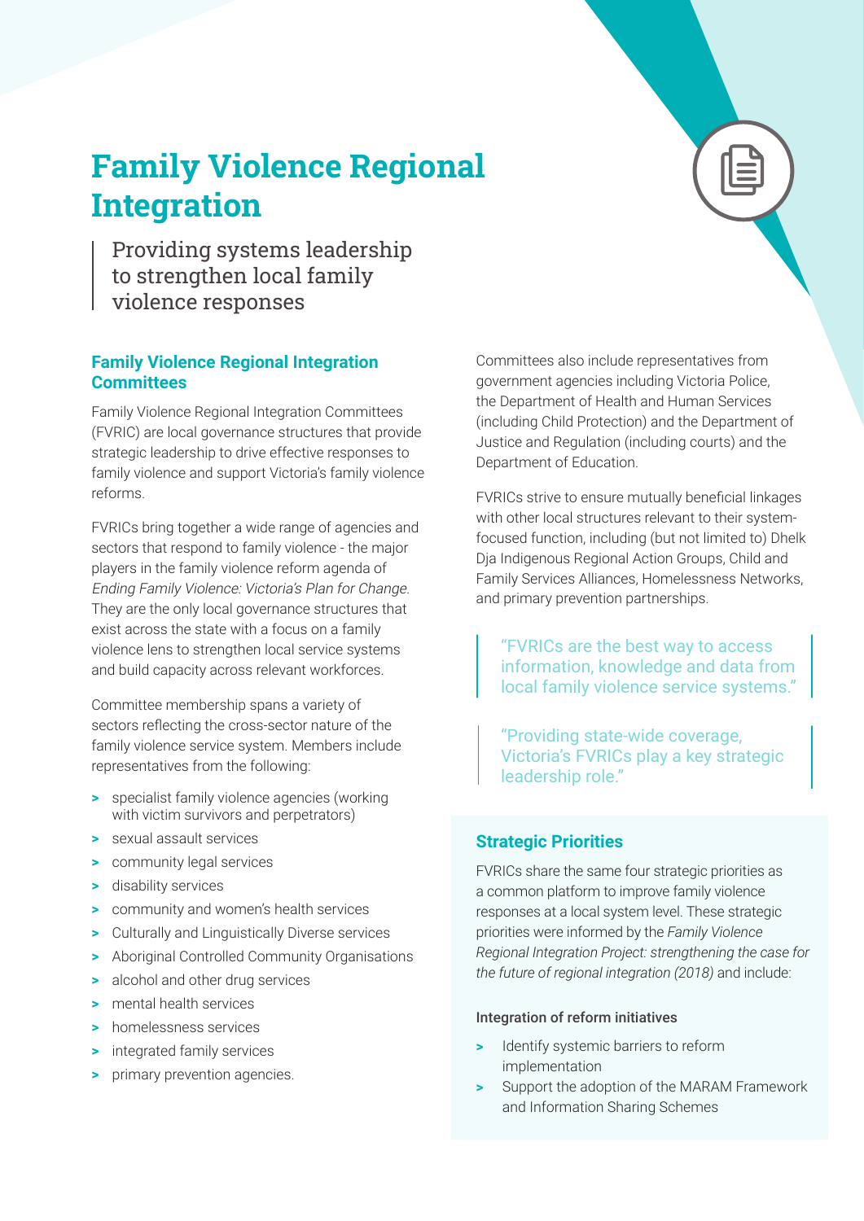# Family Violence Regional Integration

Providing systems leadership to strengthen local family violence responses

## Family Violence Regional Integration Committees

Family Violence Regional Integration Committees (FVRIC) are local governance structures that provide strategic leadership to drive effective responses to family violence and support Victoria's family violence reforms.

FVRICs bring together a wide range of agencies and sectors that respond to family violence - the major players in the family violence reform agenda of *Ending Family Violence: Victoria's Plan for Change*. They are the only local governance structures that exist across the state with a focus on a family violence lens to strengthen local service systems and build capacity across relevant workforces.

Committee membership spans a variety of sectors reflecting the cross-sector nature of the family violence service system. Members include representatives from the following:

- specialist family violence agencies (working with victim survivors and perpetrators)
- sexual assault services
- community legal services
- disability services
- community and women's health services
- Culturally and Linguistically Diverse services
- Aboriginal Controlled Community Organisations
- alcohol and other drug services
- mental health services
- homelessness services
- integrated family services
- primary prevention agencies.

Committees also include representatives from government agencies including Victoria Police, the Department of Health and Human Services (including Child Protection) and the Department of Justice and Regulation (including courts) and the Department of Education.

FVRICs strive to ensure mutually beneficial linkages with other local structures relevant to their system-focused function, including (but not limited to) Dhelk Dja Indigenous Regional Action Groups, Child and Family Services Alliances, Homelessness Networks, and primary prevention partnerships.

> "FVRICs are the best way to access information, knowledge and data from local family violence service systems."

> "Providing state-wide coverage, Victoria's FVRICs play a key strategic leadership role."

## Strategic Priorities

FVRICs share the same four strategic priorities as a common platform to improve family violence responses at a local system level. These strategic priorities were informed by the *Family Violence Regional Integration Project: strengthening the case for the future of regional integration (2018)* and include:

#### Integration of reform initiatives

- Identify systemic barriers to reform implementation
- Support the adoption of the MARAM Framework and Information Sharing Schemes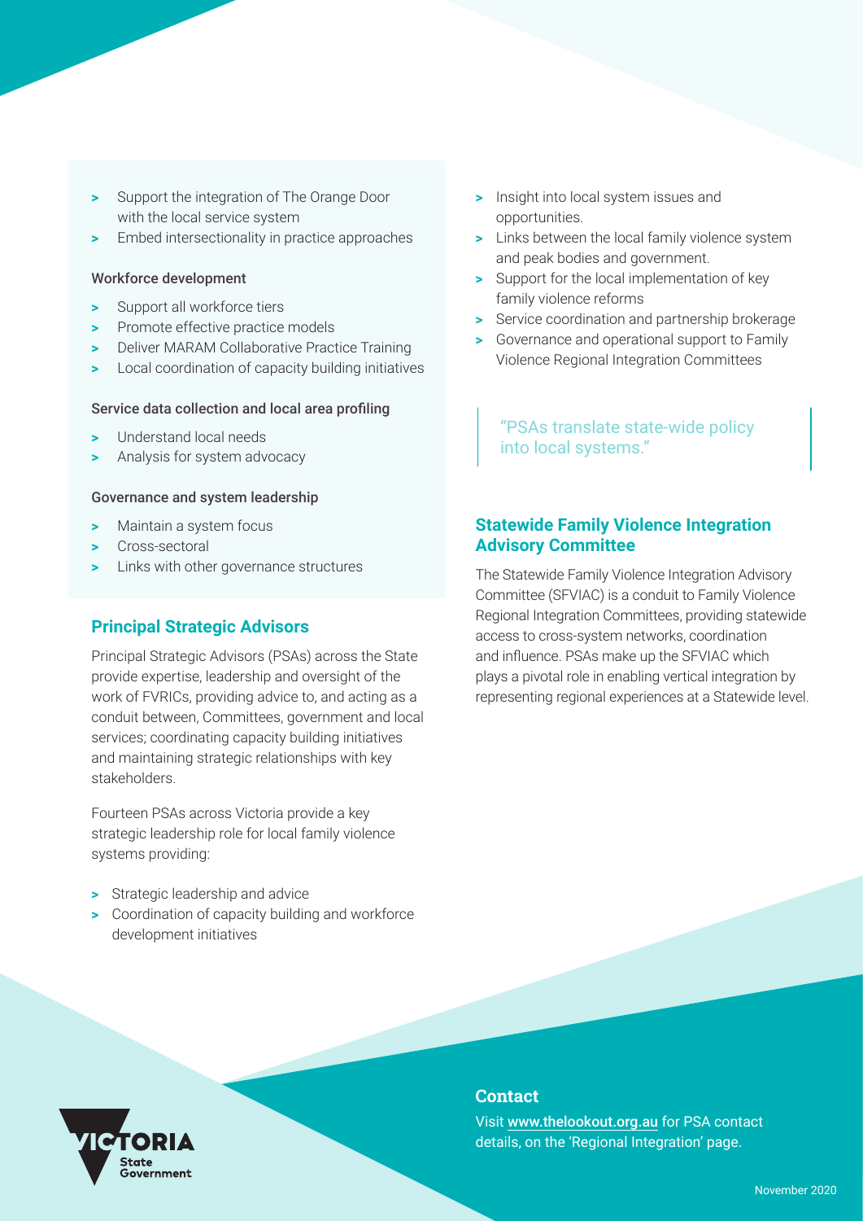- Support the integration of The Orange Door with the local service system
- Embed intersectionality in practice approaches

**Workforce development**

- Support all workforce tiers
- Promote effective practice models
- Deliver MARAM Collaborative Practice Training
- Local coordination of capacity building initiatives

**Service data collection and local area profiling**

- Understand local needs
- Analysis for system advocacy

**Governance and system leadership**

- Maintain a system focus
- Cross-sectoral
- Links with other governance structures

## Principal Strategic Advisors

Principal Strategic Advisors (PSAs) across the State provide expertise, leadership and oversight of the work of FVRICs, providing advice to, and acting as a conduit between, Committees, government and local services; coordinating capacity building initiatives and maintaining strategic relationships with key stakeholders.

Fourteen PSAs across Victoria provide a key strategic leadership role for local family violence systems providing:

- Strategic leadership and advice
- Coordination of capacity building and workforce development initiatives
- Insight into local system issues and opportunities.
- Links between the local family violence system and peak bodies and government.
- Support for the local implementation of key family violence reforms
- Service coordination and partnership brokerage
- Governance and operational support to Family Violence Regional Integration Committees

> "PSAs translate state-wide policy into local systems."

## Statewide Family Violence Integration Advisory Committee

The Statewide Family Violence Integration Advisory Committee (SFVIAC) is a conduit to Family Violence Regional Integration Committees, providing statewide access to cross-system networks, coordination and influence. PSAs make up the SFVIAC which plays a pivotal role in enabling vertical integration by representing regional experiences at a Statewide level.

### Contact

Visit www.thelookout.org.au for PSA contact details, on the 'Regional Integration' page.

November 2020